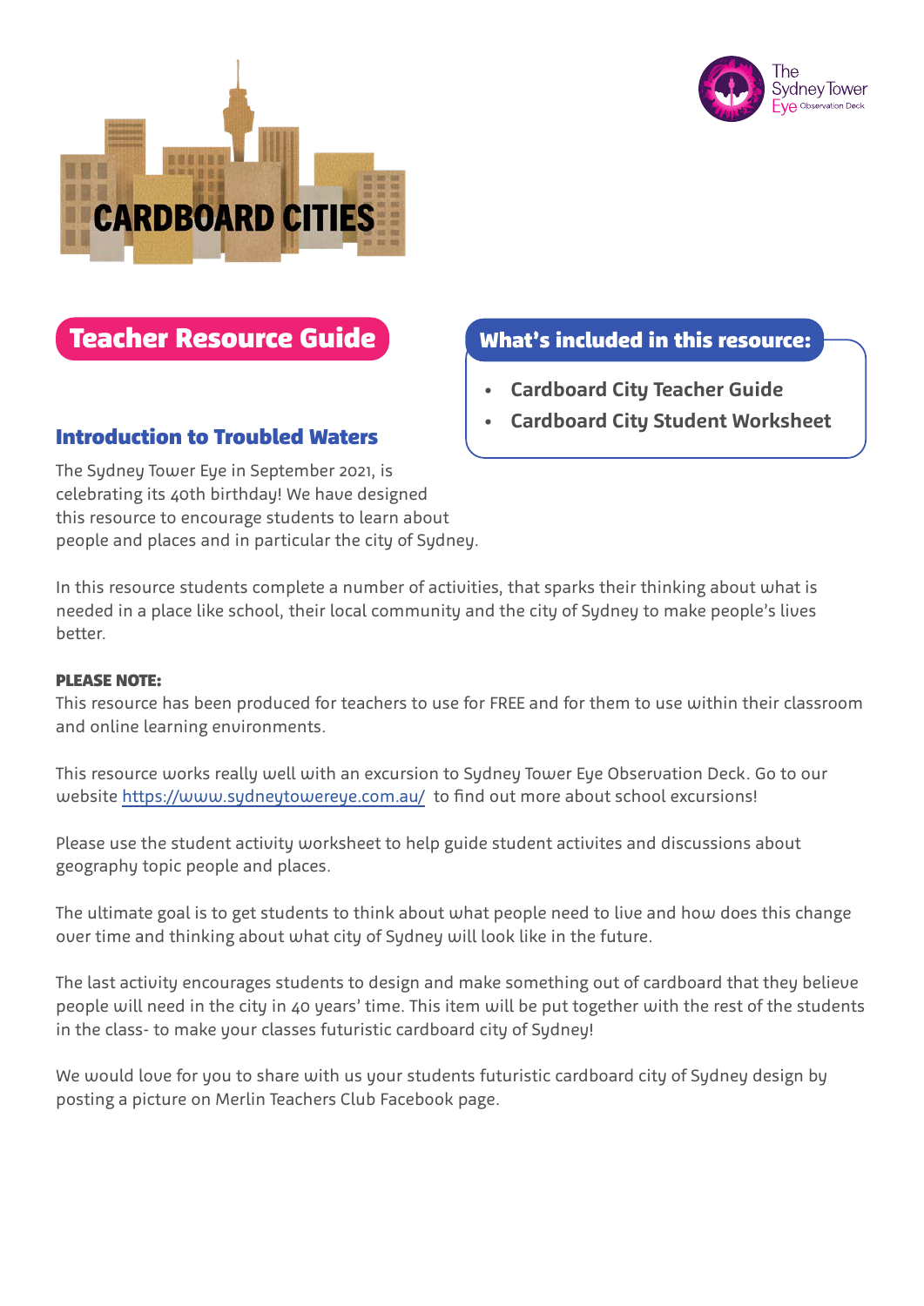# CARDBOARD CITIES

The Sydney Tower Eye Observation Deck

## Teacher Resource Guide

### What's included in this resource:

- Cardboard City Teacher Guide
- Cardboard City Student Worksheet

### Introduction to Troubled Waters

The Sydney Tower Eye in September 2021, is celebrating its 40th birthday! We have designed this resource to encourage students to learn about people and places and in particular the city of Sydney.

In this resource students complete a number of activities, that sparks their thinking about what is needed in a place like school, their local community and the city of Sydney to make people's lives better.

**PLEASE NOTE:**
This resource has been produced for teachers to use for FREE and for them to use within their classroom and online learning environments.

This resource works really well with an excursion to Sydney Tower Eye Observation Deck. Go to our website https://www.sydneytowereye.com.au/ to find out more about school excursions!

Please use the student activity worksheet to help guide student activites and discussions about geography topic people and places.

The ultimate goal is to get students to think about what people need to live and how does this change over time and thinking about what city of Sydney will look like in the future.

The last activity encourages students to design and make something out of cardboard that they believe people will need in the city in 40 years' time. This item will be put together with the rest of the students in the class- to make your classes futuristic cardboard city of Sydney!

We would love for you to share with us your students futuristic cardboard city of Sydney design by posting a picture on Merlin Teachers Club Facebook page.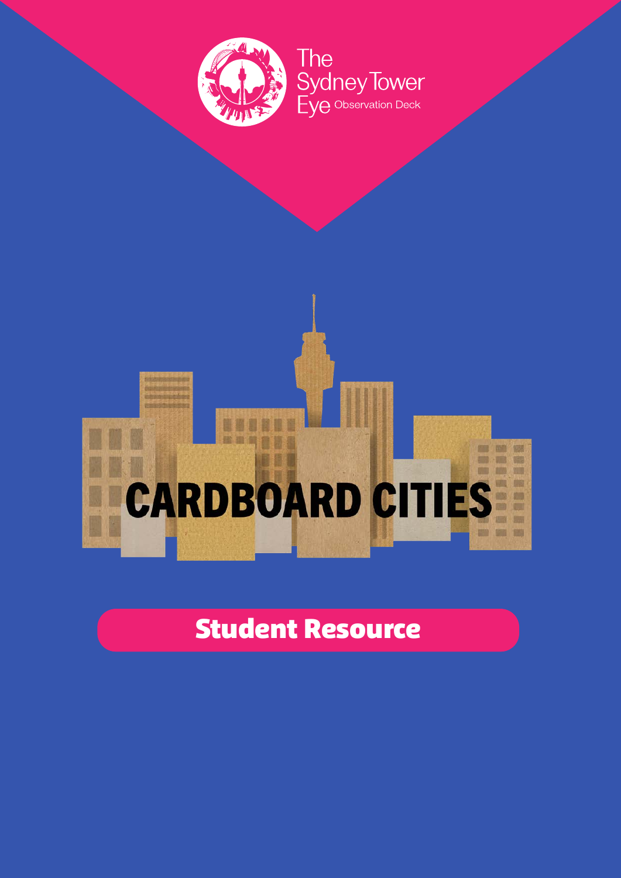The Sydney Tower Eye Observation Deck

# CARDBOARD CITIES

## Student Resource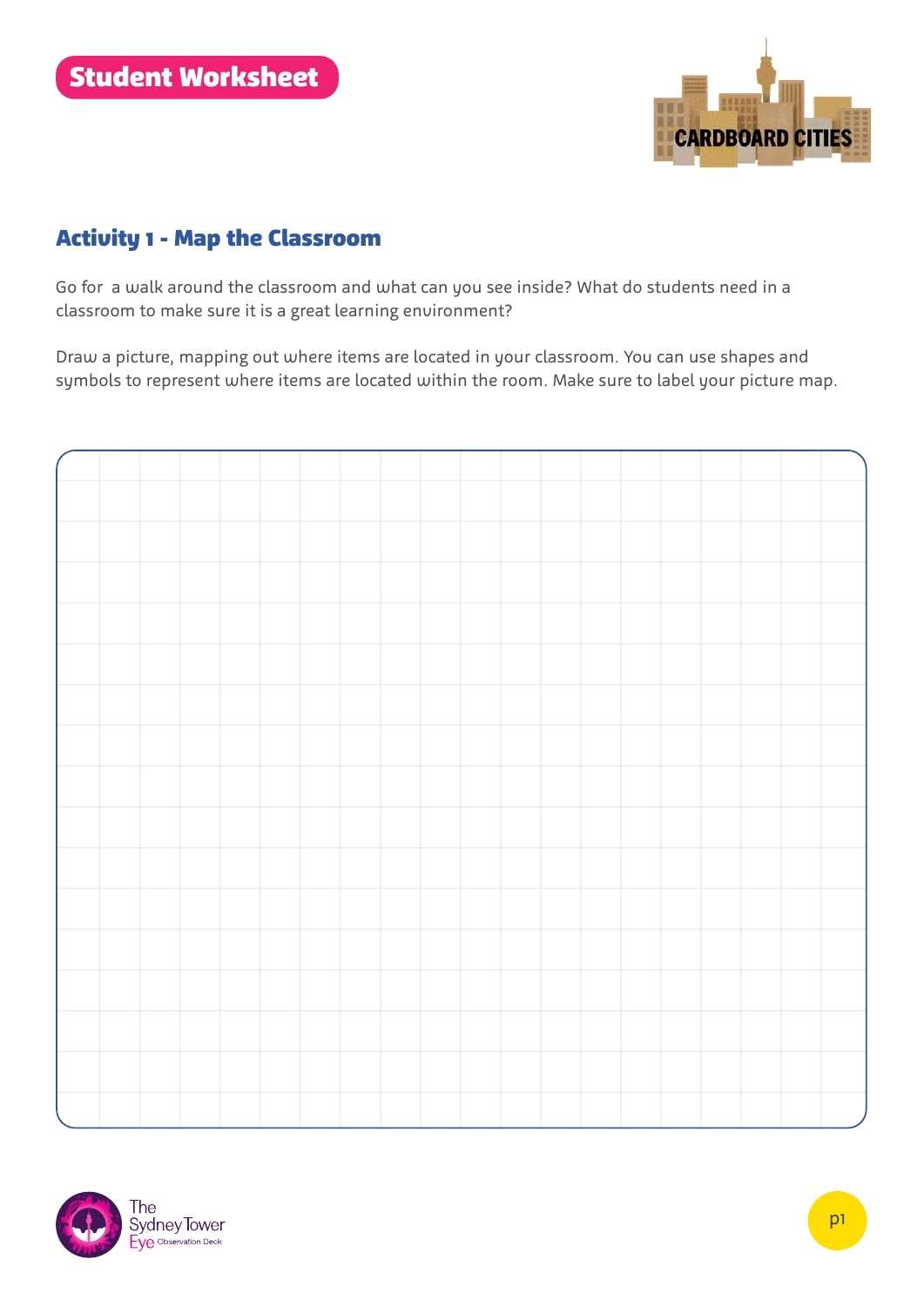# Student Worksheet

CARDBOARD CITIES

## Activity 1 - Map the Classroom

Go for  a walk around the classroom and what can you see inside? What do students need in a classroom to make sure it is a great learning environment?

Draw a picture, mapping out where items are located in your classroom. You can use shapes and symbols to represent where items are located within the room. Make sure to label your picture map.

The Sydney Tower Eye Observation Deck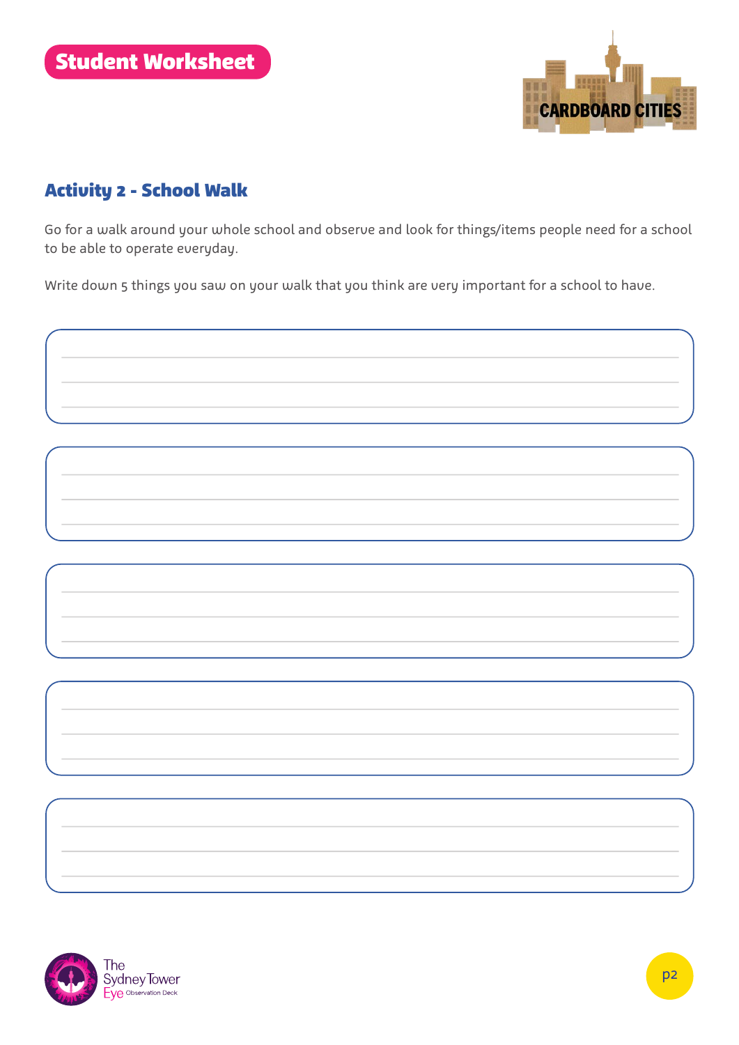Student Worksheet

# Activity 2 - School Walk

Go for a walk around your whole school and observe and look for things/items people need for a school to be able to operate everyday.

Write down 5 things you saw on your walk that you think are very important for a school to have.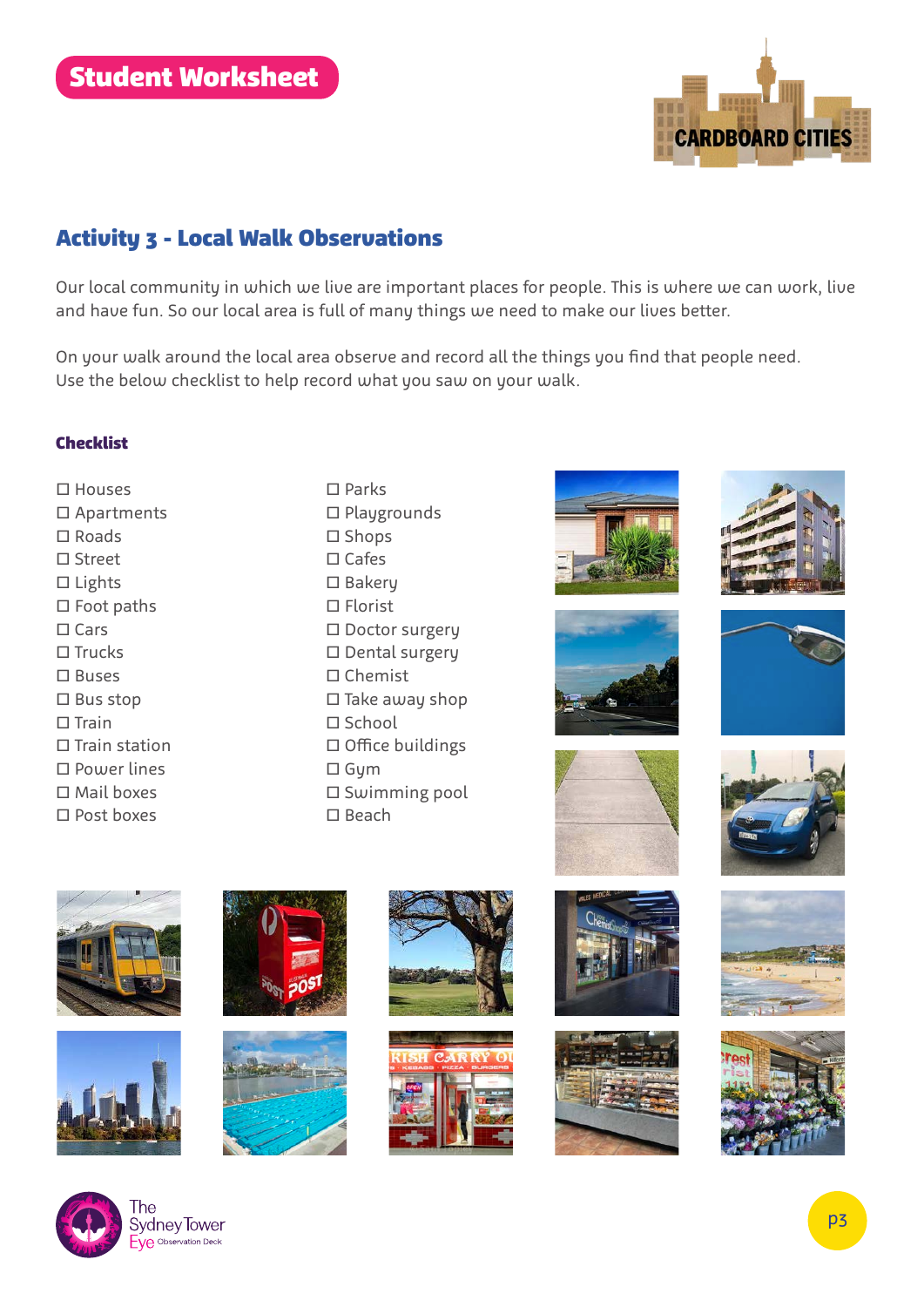## Student Worksheet

## Activity 3 - Local Walk Observations

Our local community in which we live are important places for people. This is where we can work, live and have fun. So our local area is full of many things we need to make our lives better.

On your walk around the local area observe and record all the things you find that people need. Use the below checklist to help record what you saw on your walk.

### Checklist

- ☐ Houses
- ☐ Apartments
- ☐ Roads
- ☐ Street
- ☐ Lights
- ☐ Foot paths
- ☐ Cars
- ☐ Trucks
- ☐ Buses
- ☐ Bus stop
- ☐ Train
- ☐ Train station
- ☐ Power lines
- ☐ Mail boxes
- ☐ Post boxes
- ☐ Parks
- ☐ Playgrounds
- ☐ Shops
- ☐ Cafes
- ☐ Bakery
- ☐ Florist
- ☐ Doctor surgery
- ☐ Dental surgery
- ☐ Chemist
- ☐ Take away shop
- ☐ School
- ☐ Office buildings
- ☐ Gym
- ☐ Swimming pool
- ☐ Beach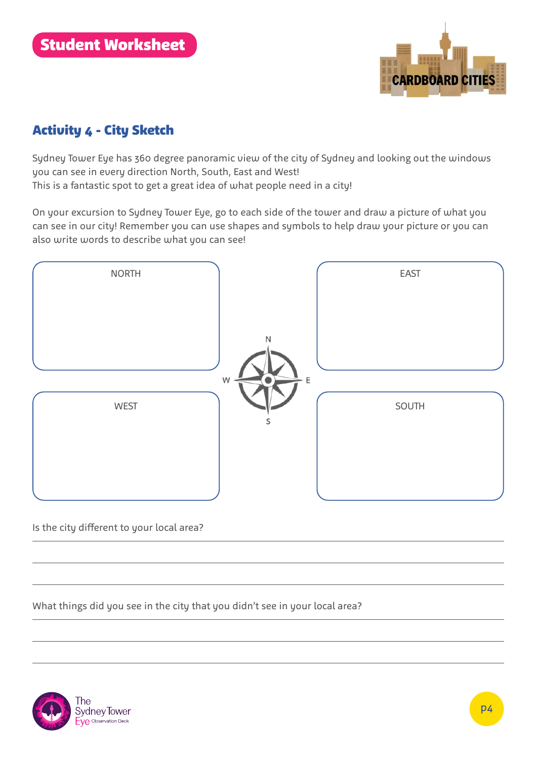**Student Worksheet**

CARDBOARD CITIES

## Activity 4 - City Sketch

Sydney Tower Eye has 360 degree panoramic view of the city of Sydney and looking out the windows you can see in every direction North, South, East and West!
This is a fantastic spot to get a great idea of what people need in a city!

On your excursion to Sydney Tower Eye, go to each side of the tower and draw a picture of what you can see in our city! Remember you can use shapes and symbols to help draw your picture or you can also write words to describe what you can see!

NORTH

EAST

WEST

SOUTH

Is the city different to your local area?

___

___

___

What things did you see in the city that you didn't see in your local area?

___

___

___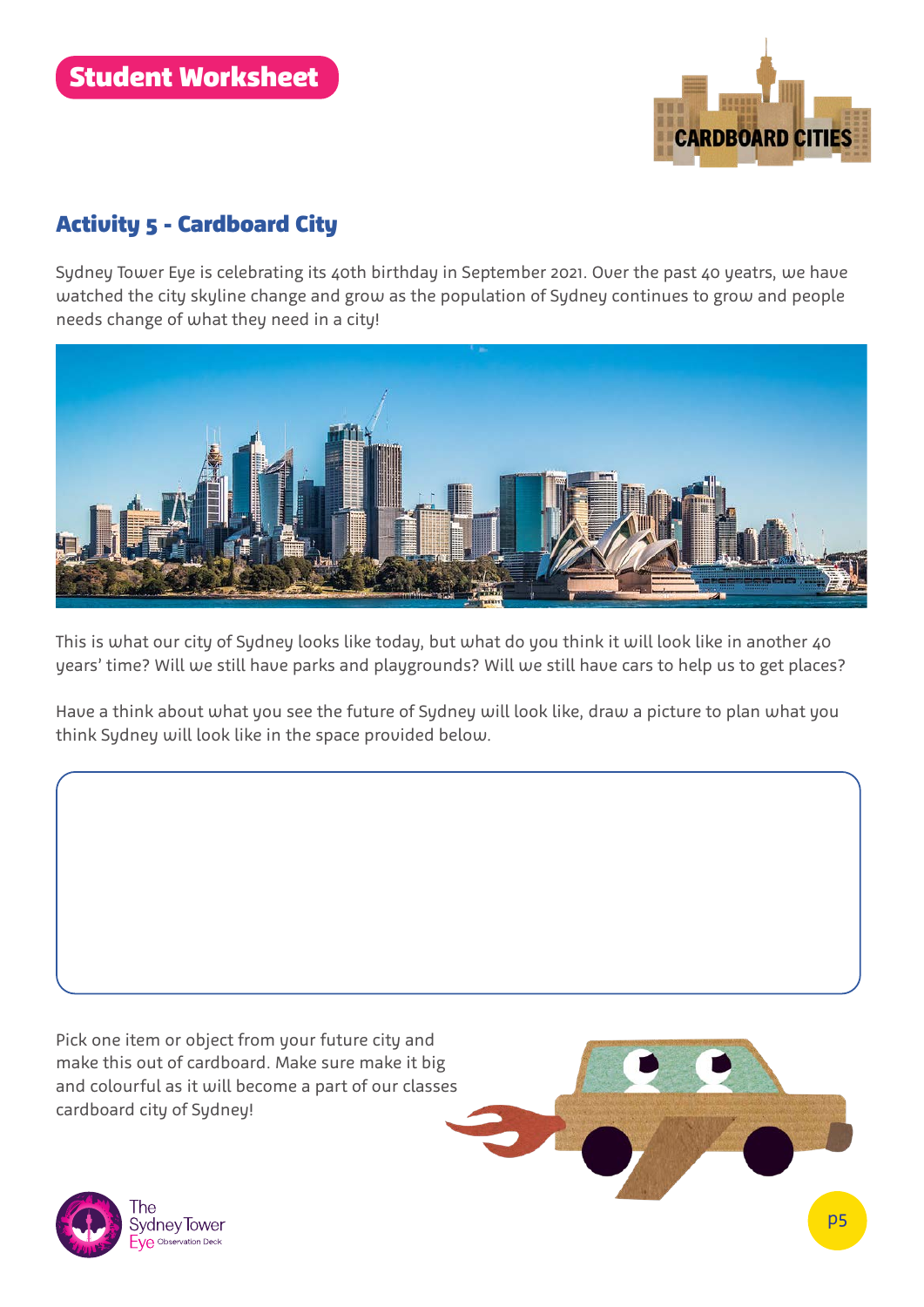Student Worksheet

CARDBOARD CITIES

## Activity 5 - Cardboard City

Sydney Tower Eye is celebrating its 40th birthday in September 2021. Over the past 40 yeatrs, we have watched the city skyline change and grow as the population of Sydney continues to grow and people needs change of what they need in a city!

This is what our city of Sydney looks like today, but what do you think it will look like in another 40 years' time? Will we still have parks and playgrounds? Will we still have cars to help us to get places?

Have a think about what you see the future of Sydney will look like, draw a picture to plan what you think Sydney will look like in the space provided below.

Pick one item or object from your future city and make this out of cardboard. Make sure make it big and colourful as it will become a part of our classes cardboard city of Sydney!

The Sydney Tower Eye Observation Deck